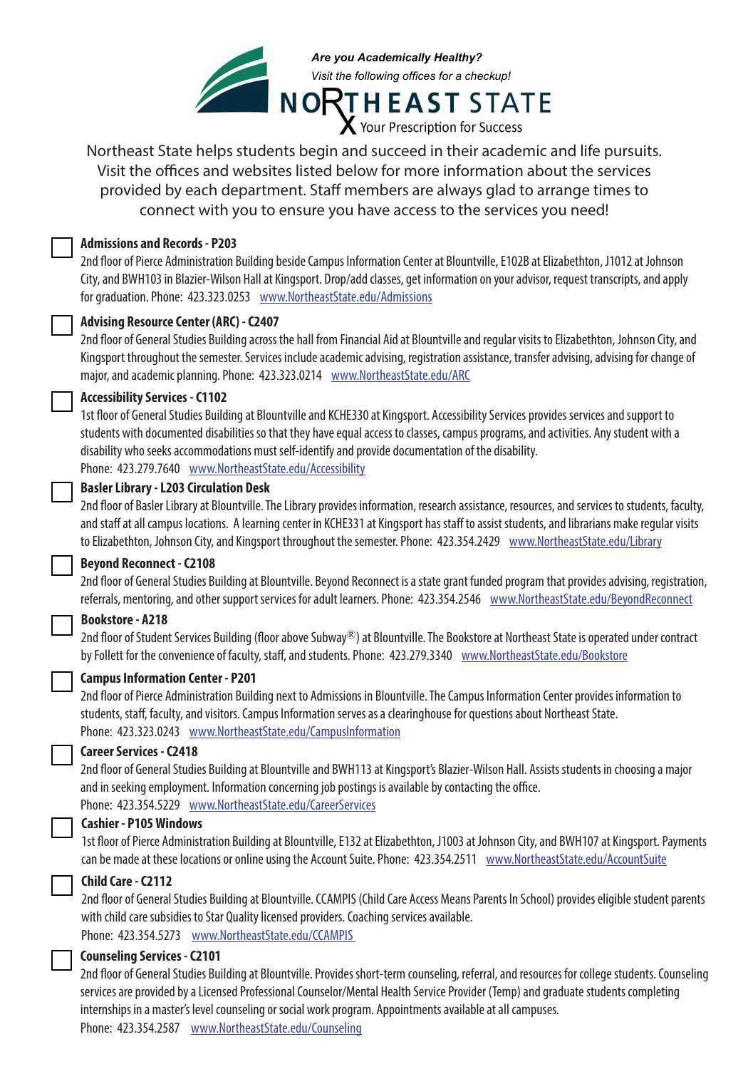*Are you Academically Healthy?*

*Visit the following offices for a checkup!*

# NORTHEAST STATE

Your Prescription for Success

Northeast State helps students begin and succeed in their academic and life pursuits. Visit the offices and websites listed below for more information about the services provided by each department. Staff members are always glad to arrange times to connect with you to ensure you have access to the services you need!

- [ ] **Admissions and Records - P203**
  2nd floor of Pierce Administration Building beside Campus Information Center at Blountville, E102B at Elizabethton, J1012 at Johnson City, and BWH103 in Blazier-Wilson Hall at Kingsport. Drop/add classes, get information on your advisor, request transcripts, and apply for graduation. Phone: 423.323.0253 www.NortheastState.edu/Admissions

- [ ] **Advising Resource Center (ARC) - C2407**
  2nd floor of General Studies Building across the hall from Financial Aid at Blountville and regular visits to Elizabethton, Johnson City, and Kingsport throughout the semester. Services include academic advising, registration assistance, transfer advising, advising for change of major, and academic planning. Phone: 423.323.0214 www.NortheastState.edu/ARC

- [ ] **Accessibility Services - C1102**
  1st floor of General Studies Building at Blountville and KCHE330 at Kingsport. Accessibility Services provides services and support to students with documented disabilities so that they have equal access to classes, campus programs, and activities. Any student with a disability who seeks accommodations must self-identify and provide documentation of the disability.
  Phone: 423.279.7640 www.NortheastState.edu/Accessibility

- [ ] **Basler Library - L203 Circulation Desk**
  2nd floor of Basler Library at Blountville. The Library provides information, research assistance, resources, and services to students, faculty, and staff at all campus locations. A learning center in KCHE331 at Kingsport has staff to assist students, and librarians make regular visits to Elizabethton, Johnson City, and Kingsport throughout the semester. Phone: 423.354.2429 www.NortheastState.edu/Library

- [ ] **Beyond Reconnect - C2108**
  2nd floor of General Studies Building at Blountville. Beyond Reconnect is a state grant funded program that provides advising, registration, referrals, mentoring, and other support services for adult learners. Phone: 423.354.2546 www.NortheastState.edu/BeyondReconnect

- [ ] **Bookstore - A218**
  2nd floor of Student Services Building (floor above Subway®) at Blountville. The Bookstore at Northeast State is operated under contract by Follett for the convenience of faculty, staff, and students. Phone: 423.279.3340 www.NortheastState.edu/Bookstore

- [ ] **Campus Information Center - P201**
  2nd floor of Pierce Administration Building next to Admissions in Blountville. The Campus Information Center provides information to students, staff, faculty, and visitors. Campus Information serves as a clearinghouse for questions about Northeast State.
  Phone: 423.323.0243 www.NortheastState.edu/CampusInformation

- [ ] **Career Services - C2418**
  2nd floor of General Studies Building at Blountville and BWH113 at Kingsport's Blazier-Wilson Hall. Assists students in choosing a major and in seeking employment. Information concerning job postings is available by contacting the office.
  Phone: 423.354.5229 www.NortheastState.edu/CareerServices

- [ ] **Cashier - P105 Windows**
  1st floor of Pierce Administration Building at Blountville, E132 at Elizabethton, J1003 at Johnson City, and BWH107 at Kingsport. Payments can be made at these locations or online using the Account Suite. Phone: 423.354.2511 www.NortheastState.edu/AccountSuite

- [ ] **Child Care - C2112**
  2nd floor of General Studies Building at Blountville. CCAMPIS (Child Care Access Means Parents In School) provides eligible student parents with child care subsidies to Star Quality licensed providers. Coaching services available.
  Phone: 423.354.5273 www.NortheastState.edu/CCAMPIS

- [ ] **Counseling Services - C2101**
  2nd floor of General Studies Building at Blountville. Provides short-term counseling, referral, and resources for college students. Counseling services are provided by a Licensed Professional Counselor/Mental Health Service Provider (Temp) and graduate students completing internships in a master's level counseling or social work program. Appointments available at all campuses.
  Phone: 423.354.2587 www.NortheastState.edu/Counseling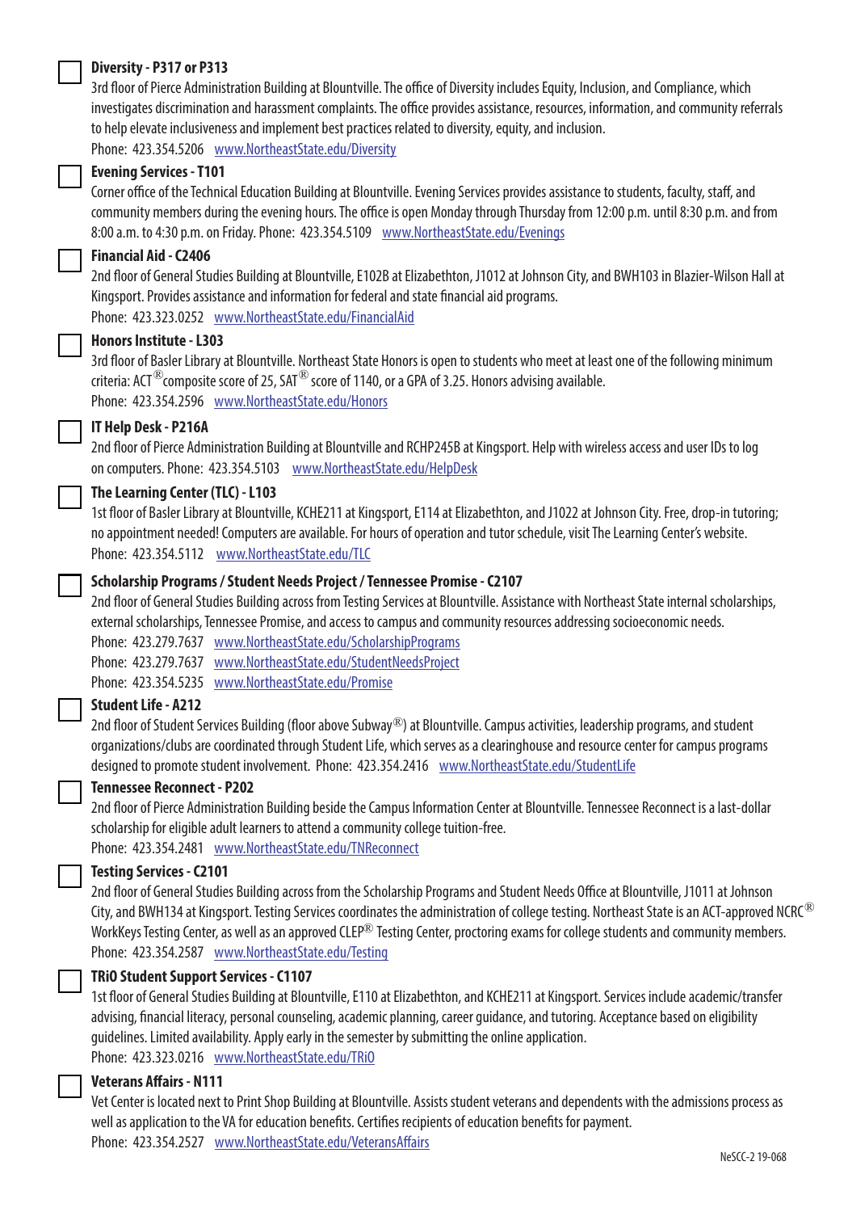☐ **Diversity - P317 or P313**

3rd floor of Pierce Administration Building at Blountville. The office of Diversity includes Equity, Inclusion, and Compliance, which investigates discrimination and harassment complaints. The office provides assistance, resources, information, and community referrals to help elevate inclusiveness and implement best practices related to diversity, equity, and inclusion.
Phone: 423.354.5206 www.NortheastState.edu/Diversity

☐ **Evening Services - T101**

Corner office of the Technical Education Building at Blountville. Evening Services provides assistance to students, faculty, staff, and community members during the evening hours. The office is open Monday through Thursday from 12:00 p.m. until 8:30 p.m. and from 8:00 a.m. to 4:30 p.m. on Friday. Phone: 423.354.5109 www.NortheastState.edu/Evenings

☐ **Financial Aid - C2406**

2nd floor of General Studies Building at Blountville, E102B at Elizabethton, J1012 at Johnson City, and BWH103 in Blazier-Wilson Hall at Kingsport. Provides assistance and information for federal and state financial aid programs.
Phone: 423.323.0252 www.NortheastState.edu/FinancialAid

☐ **Honors Institute - L303**

3rd floor of Basler Library at Blountville. Northeast State Honors is open to students who meet at least one of the following minimum criteria: ACT® composite score of 25, SAT® score of 1140, or a GPA of 3.25. Honors advising available.
Phone: 423.354.2596 www.NortheastState.edu/Honors

☐ **IT Help Desk - P216A**

2nd floor of Pierce Administration Building at Blountville and RCHP245B at Kingsport. Help with wireless access and user IDs to log on computers. Phone: 423.354.5103 www.NortheastState.edu/HelpDesk

☐ **The Learning Center (TLC) - L103**

1st floor of Basler Library at Blountville, KCHE211 at Kingsport, E114 at Elizabethton, and J1022 at Johnson City. Free, drop-in tutoring; no appointment needed! Computers are available. For hours of operation and tutor schedule, visit The Learning Center's website.
Phone: 423.354.5112 www.NortheastState.edu/TLC

☐ **Scholarship Programs / Student Needs Project / Tennessee Promise - C2107**

2nd floor of General Studies Building across from Testing Services at Blountville. Assistance with Northeast State internal scholarships, external scholarships, Tennessee Promise, and access to campus and community resources addressing socioeconomic needs.
Phone: 423.279.7637 www.NortheastState.edu/ScholarshipPrograms
Phone: 423.279.7637 www.NortheastState.edu/StudentNeedsProject
Phone: 423.354.5235 www.NortheastState.edu/Promise

☐ **Student Life - A212**

2nd floor of Student Services Building (floor above Subway®) at Blountville. Campus activities, leadership programs, and student organizations/clubs are coordinated through Student Life, which serves as a clearinghouse and resource center for campus programs designed to promote student involvement. Phone: 423.354.2416 www.NortheastState.edu/StudentLife

☐ **Tennessee Reconnect - P202**

2nd floor of Pierce Administration Building beside the Campus Information Center at Blountville. Tennessee Reconnect is a last-dollar scholarship for eligible adult learners to attend a community college tuition-free.
Phone: 423.354.2481 www.NortheastState.edu/TNReconnect

☐ **Testing Services - C2101**

2nd floor of General Studies Building across from the Scholarship Programs and Student Needs Office at Blountville, J1011 at Johnson City, and BWH134 at Kingsport. Testing Services coordinates the administration of college testing. Northeast State is an ACT-approved NCRC® WorkKeys Testing Center, as well as an approved CLEP® Testing Center, proctoring exams for college students and community members.
Phone: 423.354.2587 www.NortheastState.edu/Testing

☐ **TRiO Student Support Services - C1107**

1st floor of General Studies Building at Blountville, E110 at Elizabethton, and KCHE211 at Kingsport. Services include academic/transfer advising, financial literacy, personal counseling, academic planning, career guidance, and tutoring. Acceptance based on eligibility guidelines. Limited availability. Apply early in the semester by submitting the online application.
Phone: 423.323.0216 www.NortheastState.edu/TRiO

☐ **Veterans Affairs - N111**

Vet Center is located next to Print Shop Building at Blountville. Assists student veterans and dependents with the admissions process as well as application to the VA for education benefits. Certifies recipients of education benefits for payment.
Phone: 423.354.2527 www.NortheastState.edu/VeteransAffairs

NeSCC-2 19-068